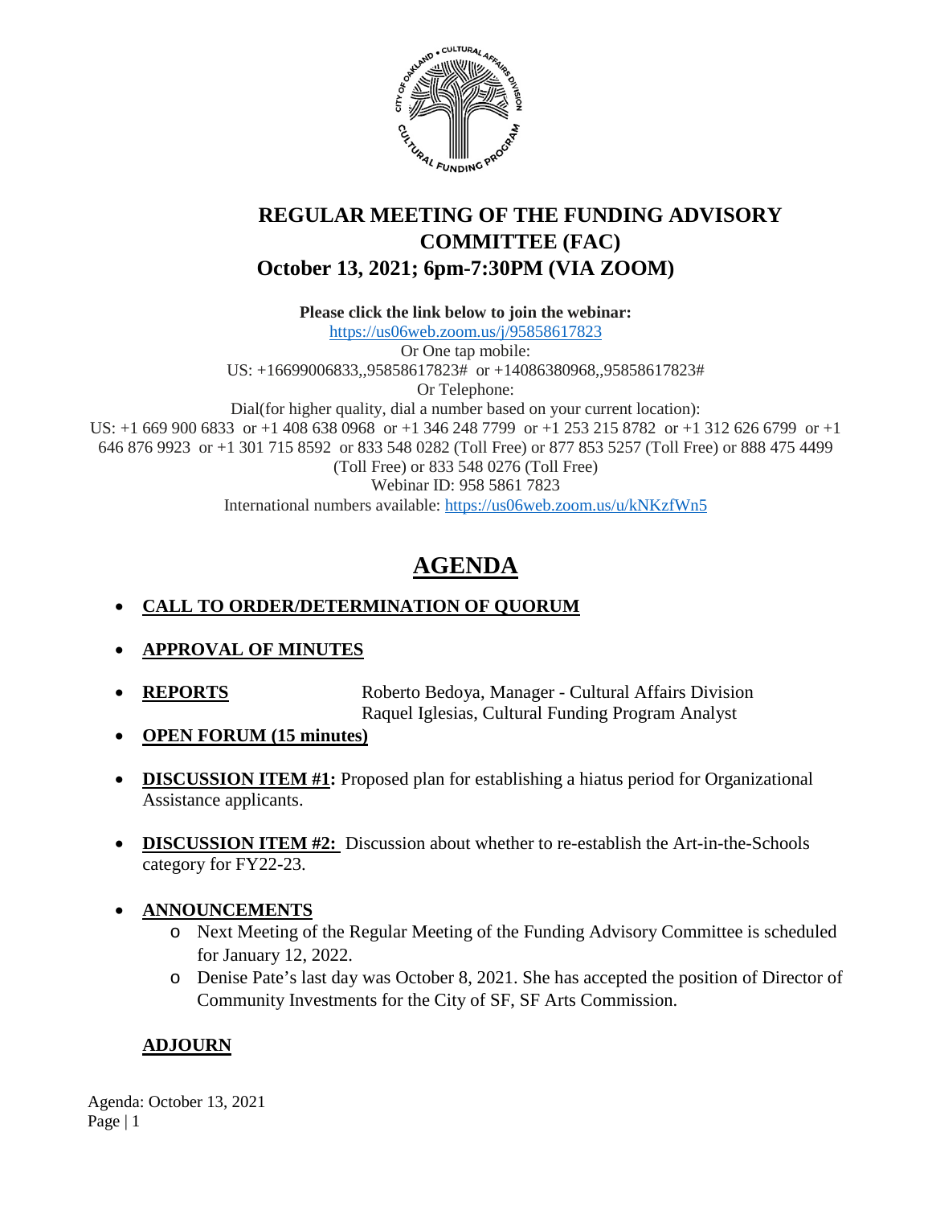# REGULAR MEETING OF THE FUNDING ADVISORY COMMITTEE (FAC)
## October 13, 2021; 6pm-7:30PM (VIA ZOOM)

**Please click the link below to join the webinar:**
https://us06web.zoom.us/j/95858617823
Or One tap mobile:
US: +16699006833,,95858617823# or +14086380968,,95858617823#
Or Telephone:
Dial(for higher quality, dial a number based on your current location):
US: +1 669 900 6833 or +1 408 638 0968 or +1 346 248 7799 or +1 253 215 8782 or +1 312 626 6799 or +1 646 876 9923 or +1 301 715 8592 or 833 548 0282 (Toll Free) or 877 853 5257 (Toll Free) or 888 475 4499 (Toll Free) or 833 548 0276 (Toll Free)
Webinar ID: 958 5861 7823
International numbers available: https://us06web.zoom.us/u/kNKzfWn5

# AGENDA

- **CALL TO ORDER/DETERMINATION OF QUORUM**
- **APPROVAL OF MINUTES**
- **REPORTS** Roberto Bedoya, Manager - Cultural Affairs Division
  Raquel Iglesias, Cultural Funding Program Analyst
- **OPEN FORUM (15 minutes)**
- **DISCUSSION ITEM #1:** Proposed plan for establishing a hiatus period for Organizational Assistance applicants.
- **DISCUSSION ITEM #2:** Discussion about whether to re-establish the Art-in-the-Schools category for FY22-23.
- **ANNOUNCEMENTS**
  - Next Meeting of the Regular Meeting of the Funding Advisory Committee is scheduled for January 12, 2022.
  - Denise Pate's last day was October 8, 2021. She has accepted the position of Director of Community Investments for the City of SF, SF Arts Commission.

**ADJOURN**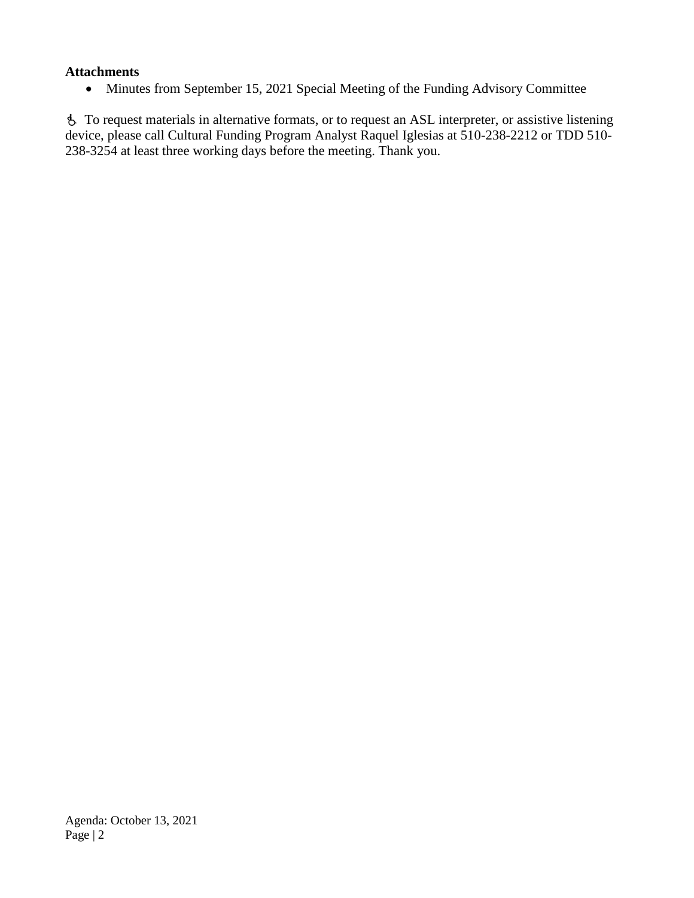**Attachments**

- Minutes from September 15, 2021 Special Meeting of the Funding Advisory Committee

♿ To request materials in alternative formats, or to request an ASL interpreter, or assistive listening device, please call Cultural Funding Program Analyst Raquel Iglesias at 510-238-2212 or TDD 510-238-3254 at least three working days before the meeting. Thank you.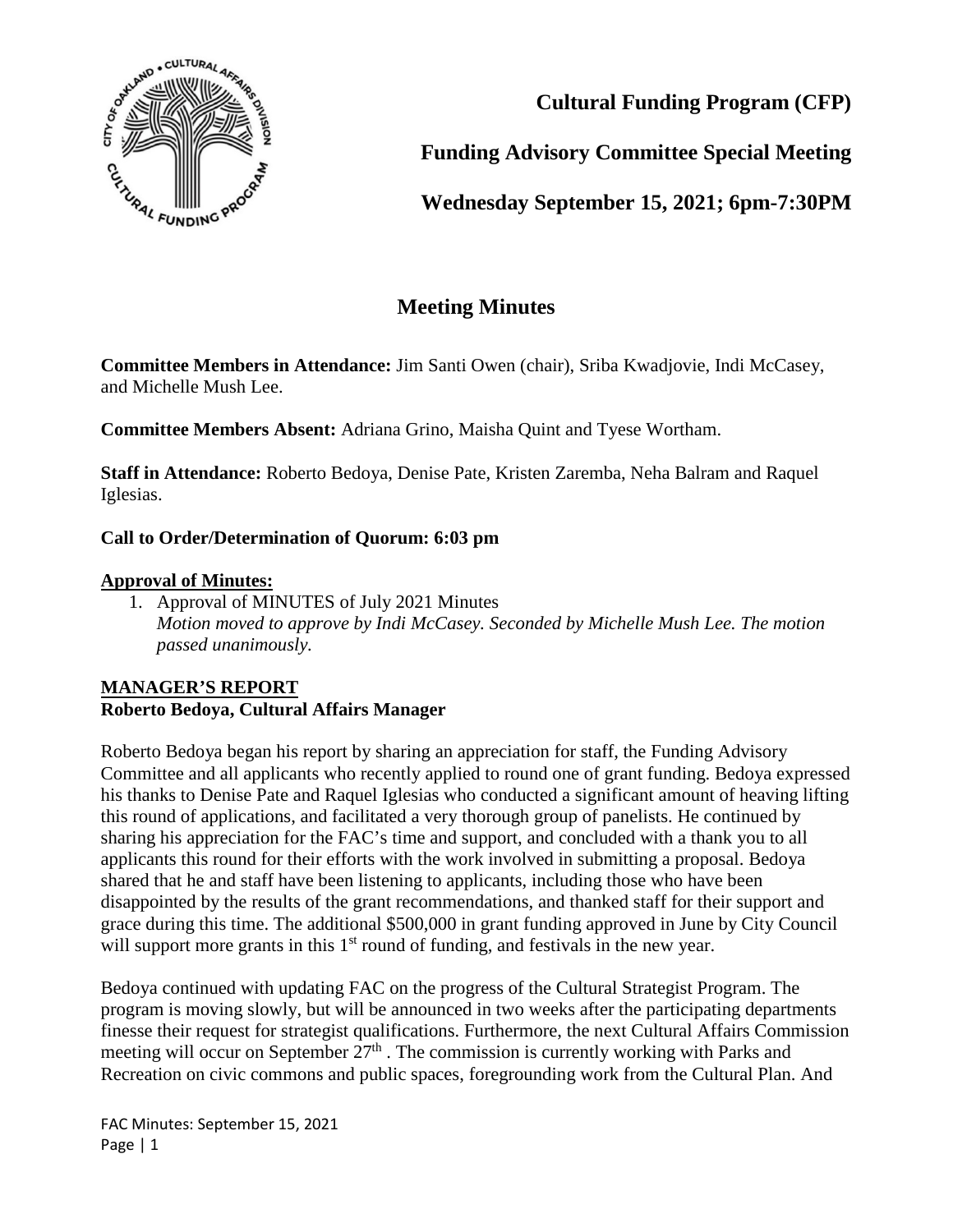**Cultural Funding Program (CFP)**

**Funding Advisory Committee Special Meeting**

**Wednesday September 15, 2021; 6pm-7:30PM**

# Meeting Minutes

**Committee Members in Attendance:** Jim Santi Owen (chair), Sriba Kwadjovie, Indi McCasey, and Michelle Mush Lee.

**Committee Members Absent:** Adriana Grino, Maisha Quint and Tyese Wortham.

**Staff in Attendance:** Roberto Bedoya, Denise Pate, Kristen Zaremba, Neha Balram and Raquel Iglesias.

**Call to Order/Determination of Quorum: 6:03 pm**

**Approval of Minutes:**

1. Approval of MINUTES of July 2021 Minutes
   *Motion moved to approve by Indi McCasey. Seconded by Michelle Mush Lee. The motion passed unanimously.*

**MANAGER'S REPORT**
**Roberto Bedoya, Cultural Affairs Manager**

Roberto Bedoya began his report by sharing an appreciation for staff, the Funding Advisory Committee and all applicants who recently applied to round one of grant funding. Bedoya expressed his thanks to Denise Pate and Raquel Iglesias who conducted a significant amount of heaving lifting this round of applications, and facilitated a very thorough group of panelists. He continued by sharing his appreciation for the FAC's time and support, and concluded with a thank you to all applicants this round for their efforts with the work involved in submitting a proposal. Bedoya shared that he and staff have been listening to applicants, including those who have been disappointed by the results of the grant recommendations, and thanked staff for their support and grace during this time. The additional $500,000 in grant funding approved in June by City Council will support more grants in this 1st round of funding, and festivals in the new year.

Bedoya continued with updating FAC on the progress of the Cultural Strategist Program. The program is moving slowly, but will be announced in two weeks after the participating departments finesse their request for strategist qualifications. Furthermore, the next Cultural Affairs Commission meeting will occur on September 27th . The commission is currently working with Parks and Recreation on civic commons and public spaces, foregrounding work from the Cultural Plan. And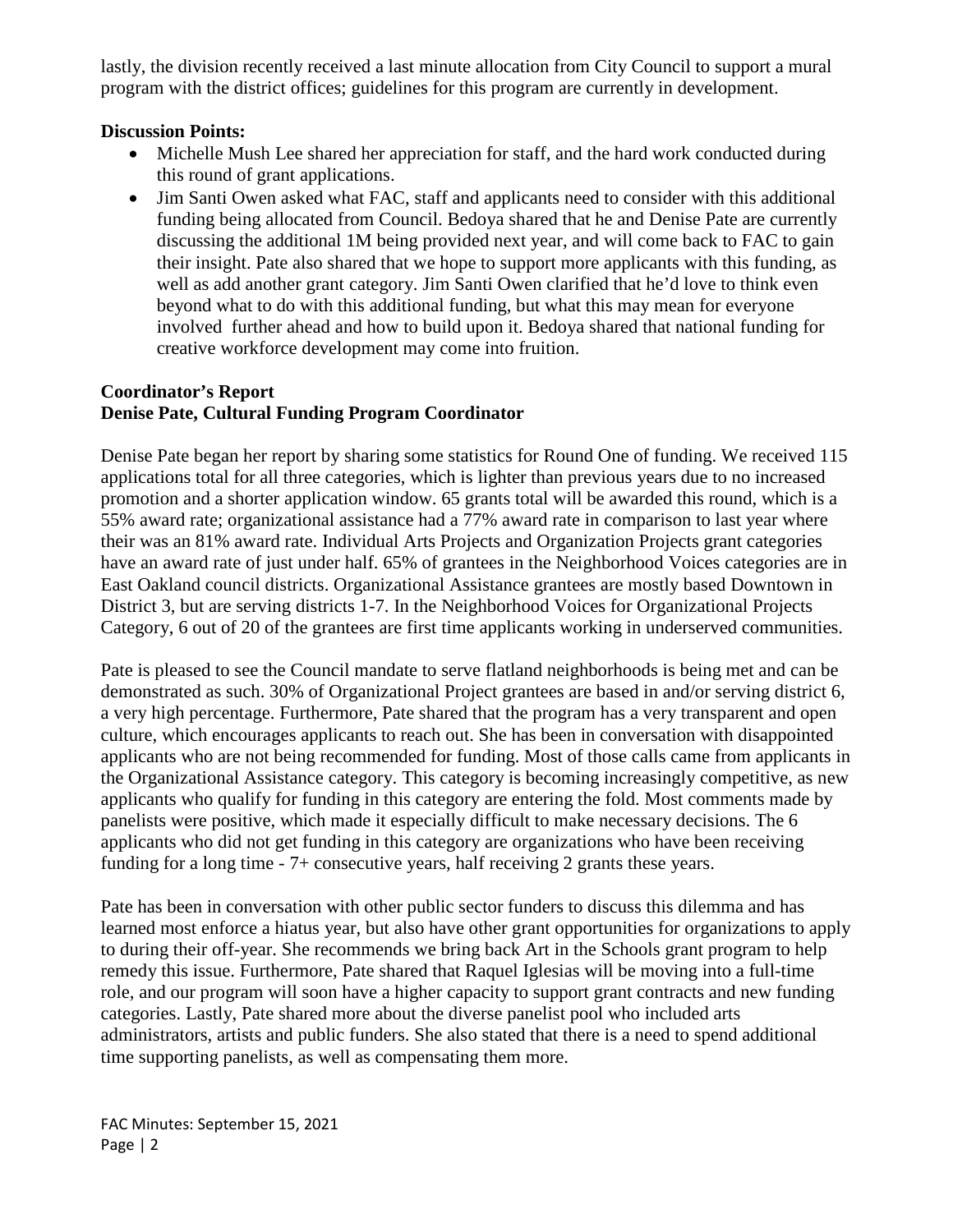lastly, the division recently received a last minute allocation from City Council to support a mural program with the district offices; guidelines for this program are currently in development.

**Discussion Points:**

- Michelle Mush Lee shared her appreciation for staff, and the hard work conducted during this round of grant applications.
- Jim Santi Owen asked what FAC, staff and applicants need to consider with this additional funding being allocated from Council. Bedoya shared that he and Denise Pate are currently discussing the additional 1M being provided next year, and will come back to FAC to gain their insight. Pate also shared that we hope to support more applicants with this funding, as well as add another grant category. Jim Santi Owen clarified that he'd love to think even beyond what to do with this additional funding, but what this may mean for everyone involved further ahead and how to build upon it. Bedoya shared that national funding for creative workforce development may come into fruition.

**Coordinator's Report**
**Denise Pate, Cultural Funding Program Coordinator**

Denise Pate began her report by sharing some statistics for Round One of funding. We received 115 applications total for all three categories, which is lighter than previous years due to no increased promotion and a shorter application window. 65 grants total will be awarded this round, which is a 55% award rate; organizational assistance had a 77% award rate in comparison to last year where their was an 81% award rate. Individual Arts Projects and Organization Projects grant categories have an award rate of just under half. 65% of grantees in the Neighborhood Voices categories are in East Oakland council districts. Organizational Assistance grantees are mostly based Downtown in District 3, but are serving districts 1-7. In the Neighborhood Voices for Organizational Projects Category, 6 out of 20 of the grantees are first time applicants working in underserved communities.

Pate is pleased to see the Council mandate to serve flatland neighborhoods is being met and can be demonstrated as such. 30% of Organizational Project grantees are based in and/or serving district 6, a very high percentage. Furthermore, Pate shared that the program has a very transparent and open culture, which encourages applicants to reach out. She has been in conversation with disappointed applicants who are not being recommended for funding. Most of those calls came from applicants in the Organizational Assistance category. This category is becoming increasingly competitive, as new applicants who qualify for funding in this category are entering the fold. Most comments made by panelists were positive, which made it especially difficult to make necessary decisions. The 6 applicants who did not get funding in this category are organizations who have been receiving funding for a long time - 7+ consecutive years, half receiving 2 grants these years.

Pate has been in conversation with other public sector funders to discuss this dilemma and has learned most enforce a hiatus year, but also have other grant opportunities for organizations to apply to during their off-year. She recommends we bring back Art in the Schools grant program to help remedy this issue. Furthermore, Pate shared that Raquel Iglesias will be moving into a full-time role, and our program will soon have a higher capacity to support grant contracts and new funding categories. Lastly, Pate shared more about the diverse panelist pool who included arts administrators, artists and public funders. She also stated that there is a need to spend additional time supporting panelists, as well as compensating them more.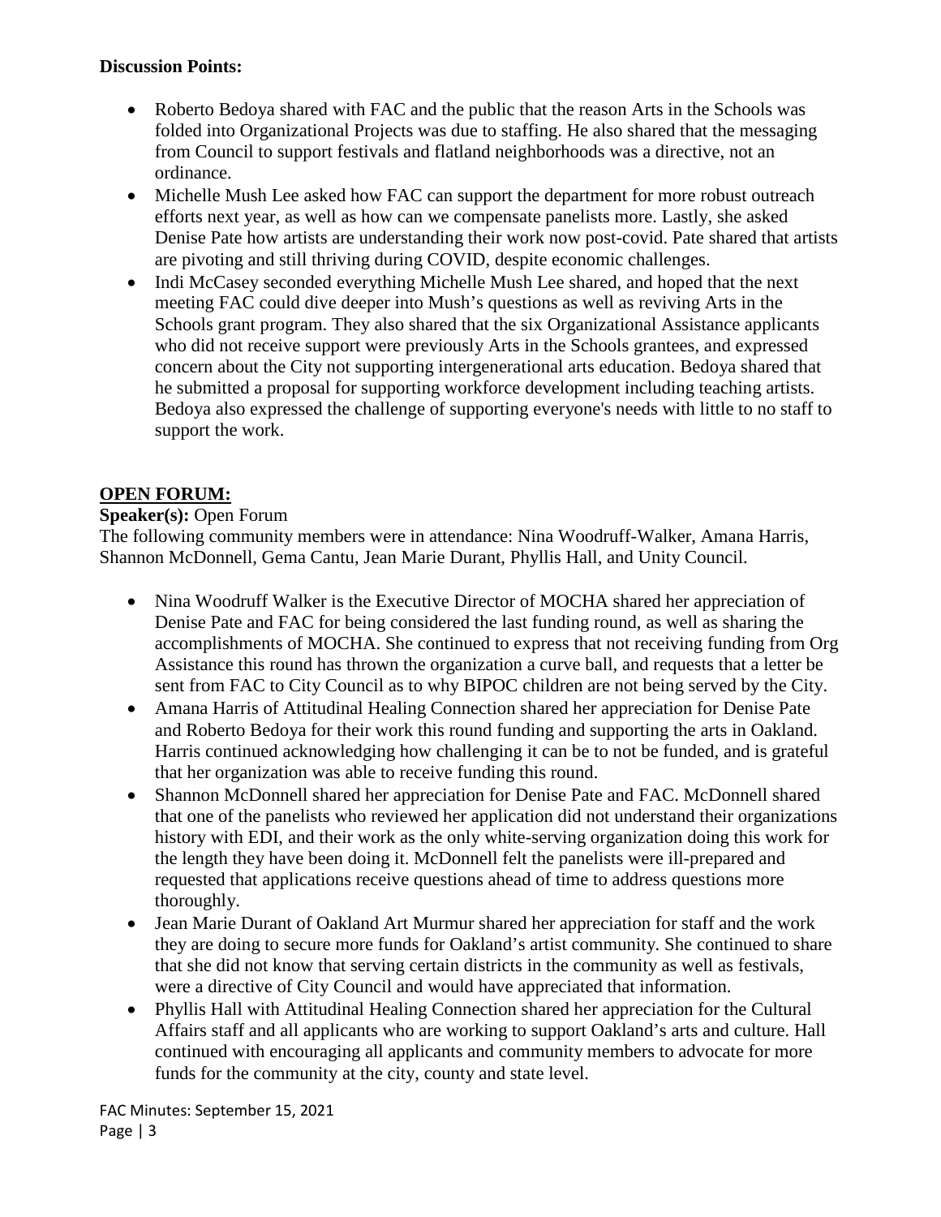**Discussion Points:**

- Roberto Bedoya shared with FAC and the public that the reason Arts in the Schools was folded into Organizational Projects was due to staffing. He also shared that the messaging from Council to support festivals and flatland neighborhoods was a directive, not an ordinance.
- Michelle Mush Lee asked how FAC can support the department for more robust outreach efforts next year, as well as how can we compensate panelists more. Lastly, she asked Denise Pate how artists are understanding their work now post-covid. Pate shared that artists are pivoting and still thriving during COVID, despite economic challenges.
- Indi McCasey seconded everything Michelle Mush Lee shared, and hoped that the next meeting FAC could dive deeper into Mush's questions as well as reviving Arts in the Schools grant program. They also shared that the six Organizational Assistance applicants who did not receive support were previously Arts in the Schools grantees, and expressed concern about the City not supporting intergenerational arts education. Bedoya shared that he submitted a proposal for supporting workforce development including teaching artists. Bedoya also expressed the challenge of supporting everyone's needs with little to no staff to support the work.

**OPEN FORUM:**

**Speaker(s):** Open Forum

The following community members were in attendance: Nina Woodruff-Walker, Amana Harris, Shannon McDonnell, Gema Cantu, Jean Marie Durant, Phyllis Hall, and Unity Council.

- Nina Woodruff Walker is the Executive Director of MOCHA shared her appreciation of Denise Pate and FAC for being considered the last funding round, as well as sharing the accomplishments of MOCHA. She continued to express that not receiving funding from Org Assistance this round has thrown the organization a curve ball, and requests that a letter be sent from FAC to City Council as to why BIPOC children are not being served by the City.
- Amana Harris of Attitudinal Healing Connection shared her appreciation for Denise Pate and Roberto Bedoya for their work this round funding and supporting the arts in Oakland. Harris continued acknowledging how challenging it can be to not be funded, and is grateful that her organization was able to receive funding this round.
- Shannon McDonnell shared her appreciation for Denise Pate and FAC. McDonnell shared that one of the panelists who reviewed her application did not understand their organizations history with EDI, and their work as the only white-serving organization doing this work for the length they have been doing it. McDonnell felt the panelists were ill-prepared and requested that applications receive questions ahead of time to address questions more thoroughly.
- Jean Marie Durant of Oakland Art Murmur shared her appreciation for staff and the work they are doing to secure more funds for Oakland's artist community. She continued to share that she did not know that serving certain districts in the community as well as festivals, were a directive of City Council and would have appreciated that information.
- Phyllis Hall with Attitudinal Healing Connection shared her appreciation for the Cultural Affairs staff and all applicants who are working to support Oakland's arts and culture. Hall continued with encouraging all applicants and community members to advocate for more funds for the community at the city, county and state level.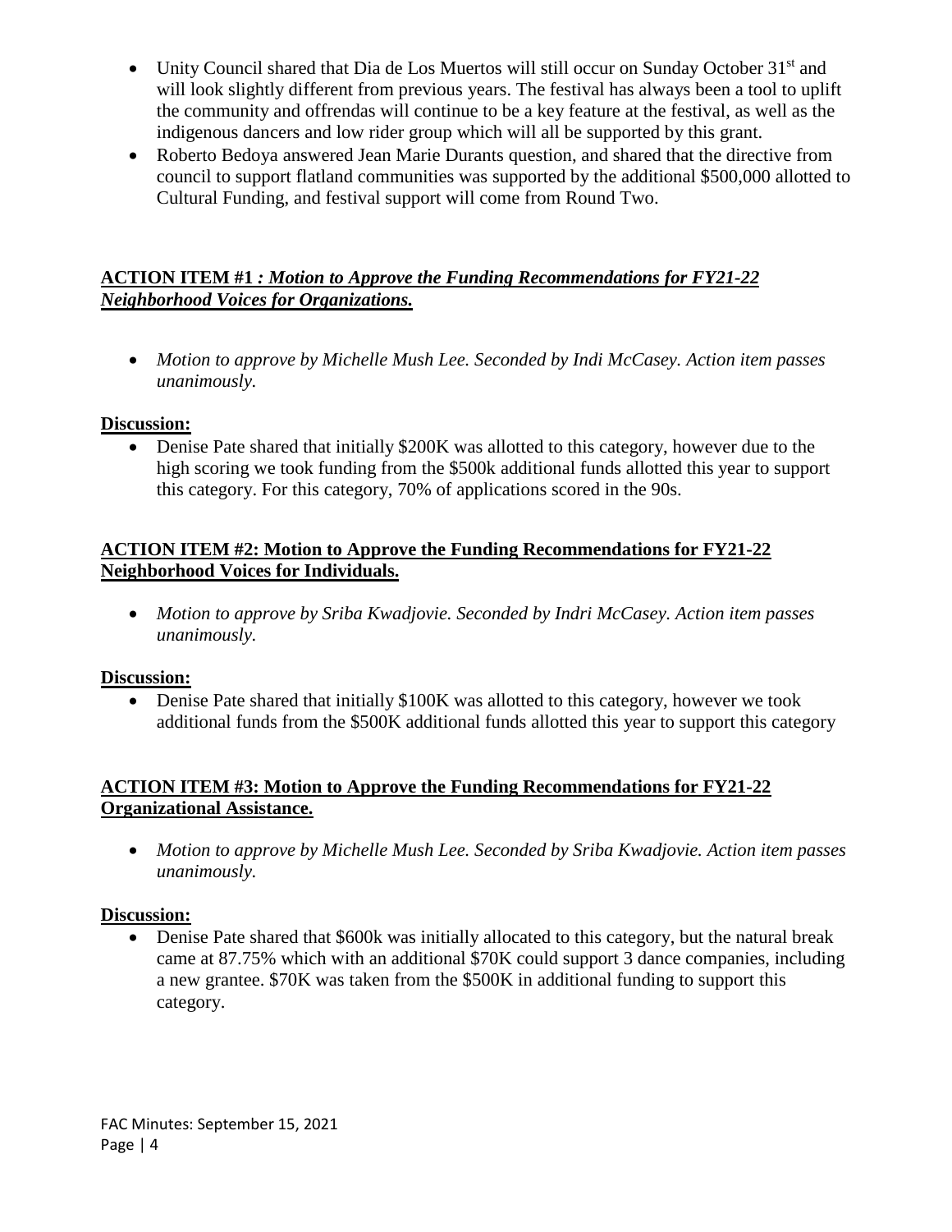- Unity Council shared that Dia de Los Muertos will still occur on Sunday October 31st and will look slightly different from previous years. The festival has always been a tool to uplift the community and offrendas will continue to be a key feature at the festival, as well as the indigenous dancers and low rider group which will all be supported by this grant.
- Roberto Bedoya answered Jean Marie Durants question, and shared that the directive from council to support flatland communities was supported by the additional $500,000 allotted to Cultural Funding, and festival support will come from Round Two.

**ACTION ITEM #1** ***: Motion to Approve the Funding Recommendations for FY21-22 Neighborhood Voices for Organizations.***

- *Motion to approve by Michelle Mush Lee. Seconded by Indi McCasey. Action item passes unanimously.*

**Discussion:**

- Denise Pate shared that initially $200K was allotted to this category, however due to the high scoring we took funding from the $500k additional funds allotted this year to support this category. For this category, 70% of applications scored in the 90s.

**ACTION ITEM #2: Motion to Approve the Funding Recommendations for FY21-22 Neighborhood Voices for Individuals.**

- *Motion to approve by Sriba Kwadjovie. Seconded by Indri McCasey. Action item passes unanimously.*

**Discussion:**

- Denise Pate shared that initially $100K was allotted to this category, however we took additional funds from the $500K additional funds allotted this year to support this category

**ACTION ITEM #3: Motion to Approve the Funding Recommendations for FY21-22 Organizational Assistance.**

- *Motion to approve by Michelle Mush Lee. Seconded by Sriba Kwadjovie. Action item passes unanimously.*

**Discussion:**

- Denise Pate shared that $600k was initially allocated to this category, but the natural break came at 87.75% which with an additional $70K could support 3 dance companies, including a new grantee. $70K was taken from the $500K in additional funding to support this category.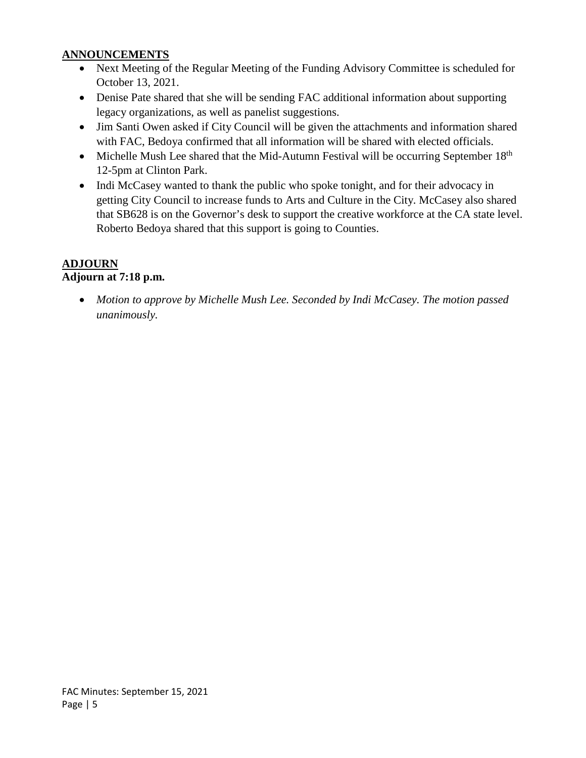**ANNOUNCEMENTS**

- Next Meeting of the Regular Meeting of the Funding Advisory Committee is scheduled for October 13, 2021.
- Denise Pate shared that she will be sending FAC additional information about supporting legacy organizations, as well as panelist suggestions.
- Jim Santi Owen asked if City Council will be given the attachments and information shared with FAC, Bedoya confirmed that all information will be shared with elected officials.
- Michelle Mush Lee shared that the Mid-Autumn Festival will be occurring September 18th 12-5pm at Clinton Park.
- Indi McCasey wanted to thank the public who spoke tonight, and for their advocacy in getting City Council to increase funds to Arts and Culture in the City. McCasey also shared that SB628 is on the Governor's desk to support the creative workforce at the CA state level. Roberto Bedoya shared that this support is going to Counties.

**ADJOURN**

**Adjourn at 7:18 p.m.**

- *Motion to approve by Michelle Mush Lee. Seconded by Indi McCasey. The motion passed unanimously.*